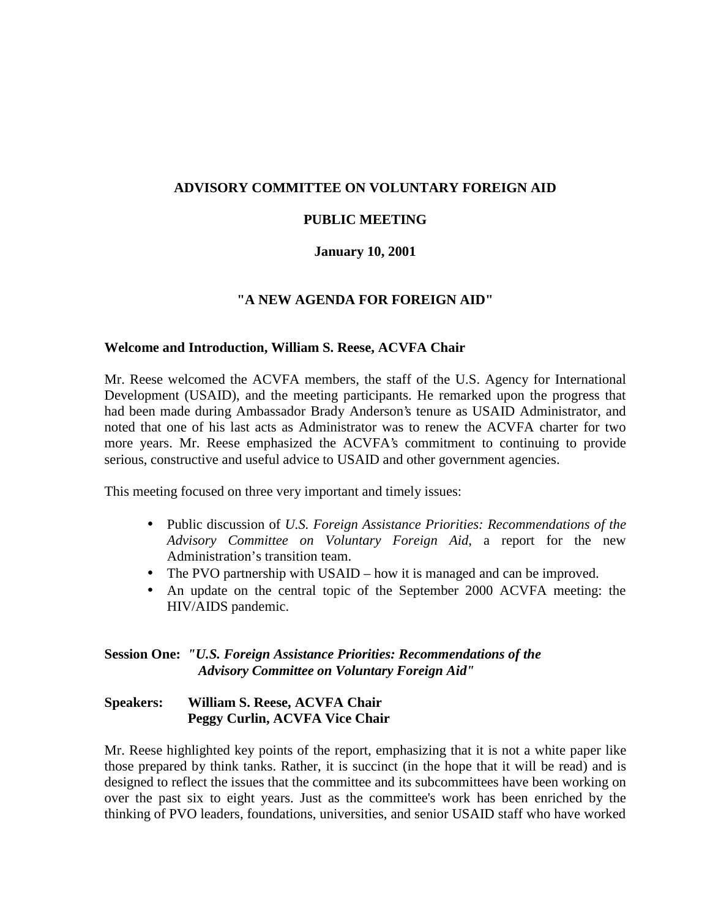# ADVISORY COMMITTEE ON VOLUNTARY FOREIGN AID

## PUBLIC MEETING

## January 10, 2001

## "A NEW AGENDA FOR FOREIGN AID"

### Welcome and Introduction, William S. Reese, ACVFA Chair

Mr. Reese welcomed the ACVFA members, the staff of the U.S. Agency for International Development (USAID), and the meeting participants. He remarked upon the progress that had been made during Ambassador Brady Anderson's tenure as USAID Administrator, and noted that one of his last acts as Administrator was to renew the ACVFA charter for two more years. Mr. Reese emphasized the ACVFA's commitment to continuing to provide serious, constructive and useful advice to USAID and other government agencies.

This meeting focused on three very important and timely issues:

- Public discussion of *U.S. Foreign Assistance Priorities: Recommendations of the Advisory Committee on Voluntary Foreign Aid*, a report for the new Administration's transition team.
- The PVO partnership with USAID – how it is managed and can be improved.
- An update on the central topic of the September 2000 ACVFA meeting: the HIV/AIDS pandemic.

### Session One: *"U.S. Foreign Assistance Priorities: Recommendations of the Advisory Committee on Voluntary Foreign Aid"*

**Speakers:** **William S. Reese, ACVFA Chair**
**Peggy Curlin, ACVFA Vice Chair**

Mr. Reese highlighted key points of the report, emphasizing that it is not a white paper like those prepared by think tanks. Rather, it is succinct (in the hope that it will be read) and is designed to reflect the issues that the committee and its subcommittees have been working on over the past six to eight years. Just as the committee's work has been enriched by the thinking of PVO leaders, foundations, universities, and senior USAID staff who have worked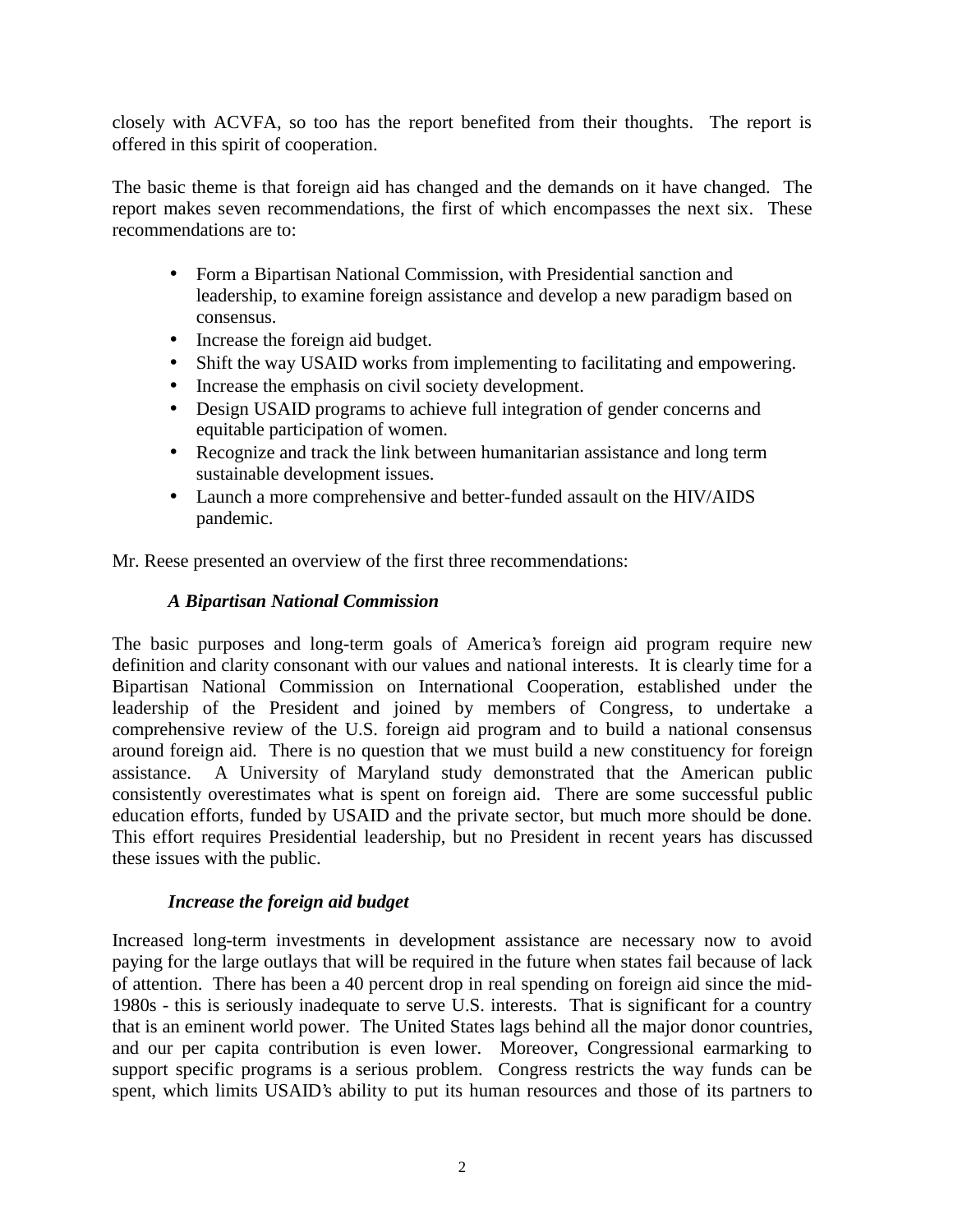closely with ACVFA, so too has the report benefited from their thoughts. The report is offered in this spirit of cooperation.

The basic theme is that foreign aid has changed and the demands on it have changed. The report makes seven recommendations, the first of which encompasses the next six. These recommendations are to:

- Form a Bipartisan National Commission, with Presidential sanction and leadership, to examine foreign assistance and develop a new paradigm based on consensus.
- Increase the foreign aid budget.
- Shift the way USAID works from implementing to facilitating and empowering.
- Increase the emphasis on civil society development.
- Design USAID programs to achieve full integration of gender concerns and equitable participation of women.
- Recognize and track the link between humanitarian assistance and long term sustainable development issues.
- Launch a more comprehensive and better-funded assault on the HIV/AIDS pandemic.

Mr. Reese presented an overview of the first three recommendations:

***A Bipartisan National Commission***

The basic purposes and long-term goals of America's foreign aid program require new definition and clarity consonant with our values and national interests. It is clearly time for a Bipartisan National Commission on International Cooperation, established under the leadership of the President and joined by members of Congress, to undertake a comprehensive review of the U.S. foreign aid program and to build a national consensus around foreign aid. There is no question that we must build a new constituency for foreign assistance. A University of Maryland study demonstrated that the American public consistently overestimates what is spent on foreign aid. There are some successful public education efforts, funded by USAID and the private sector, but much more should be done. This effort requires Presidential leadership, but no President in recent years has discussed these issues with the public.

***Increase the foreign aid budget***

Increased long-term investments in development assistance are necessary now to avoid paying for the large outlays that will be required in the future when states fail because of lack of attention. There has been a 40 percent drop in real spending on foreign aid since the mid-1980s - this is seriously inadequate to serve U.S. interests. That is significant for a country that is an eminent world power. The United States lags behind all the major donor countries, and our per capita contribution is even lower. Moreover, Congressional earmarking to support specific programs is a serious problem. Congress restricts the way funds can be spent, which limits USAID's ability to put its human resources and those of its partners to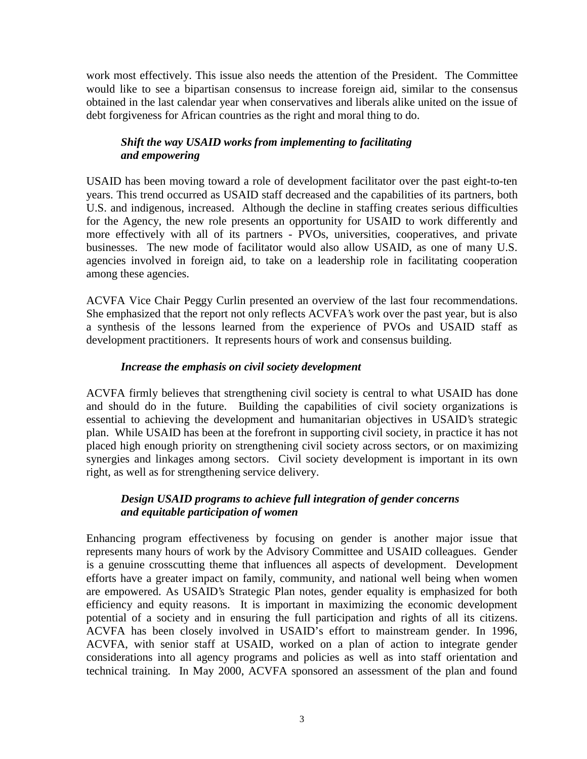work most effectively. This issue also needs the attention of the President. The Committee would like to see a bipartisan consensus to increase foreign aid, similar to the consensus obtained in the last calendar year when conservatives and liberals alike united on the issue of debt forgiveness for African countries as the right and moral thing to do.

***Shift the way USAID works from implementing to facilitating and empowering***

USAID has been moving toward a role of development facilitator over the past eight-to-ten years. This trend occurred as USAID staff decreased and the capabilities of its partners, both U.S. and indigenous, increased. Although the decline in staffing creates serious difficulties for the Agency, the new role presents an opportunity for USAID to work differently and more effectively with all of its partners - PVOs, universities, cooperatives, and private businesses. The new mode of facilitator would also allow USAID, as one of many U.S. agencies involved in foreign aid, to take on a leadership role in facilitating cooperation among these agencies.

ACVFA Vice Chair Peggy Curlin presented an overview of the last four recommendations. She emphasized that the report not only reflects ACVFA's work over the past year, but is also a synthesis of the lessons learned from the experience of PVOs and USAID staff as development practitioners. It represents hours of work and consensus building.

***Increase the emphasis on civil society development***

ACVFA firmly believes that strengthening civil society is central to what USAID has done and should do in the future. Building the capabilities of civil society organizations is essential to achieving the development and humanitarian objectives in USAID's strategic plan. While USAID has been at the forefront in supporting civil society, in practice it has not placed high enough priority on strengthening civil society across sectors, or on maximizing synergies and linkages among sectors. Civil society development is important in its own right, as well as for strengthening service delivery.

***Design USAID programs to achieve full integration of gender concerns and equitable participation of women***

Enhancing program effectiveness by focusing on gender is another major issue that represents many hours of work by the Advisory Committee and USAID colleagues. Gender is a genuine crosscutting theme that influences all aspects of development. Development efforts have a greater impact on family, community, and national well being when women are empowered. As USAID's Strategic Plan notes, gender equality is emphasized for both efficiency and equity reasons. It is important in maximizing the economic development potential of a society and in ensuring the full participation and rights of all its citizens. ACVFA has been closely involved in USAID's effort to mainstream gender. In 1996, ACVFA, with senior staff at USAID, worked on a plan of action to integrate gender considerations into all agency programs and policies as well as into staff orientation and technical training. In May 2000, ACVFA sponsored an assessment of the plan and found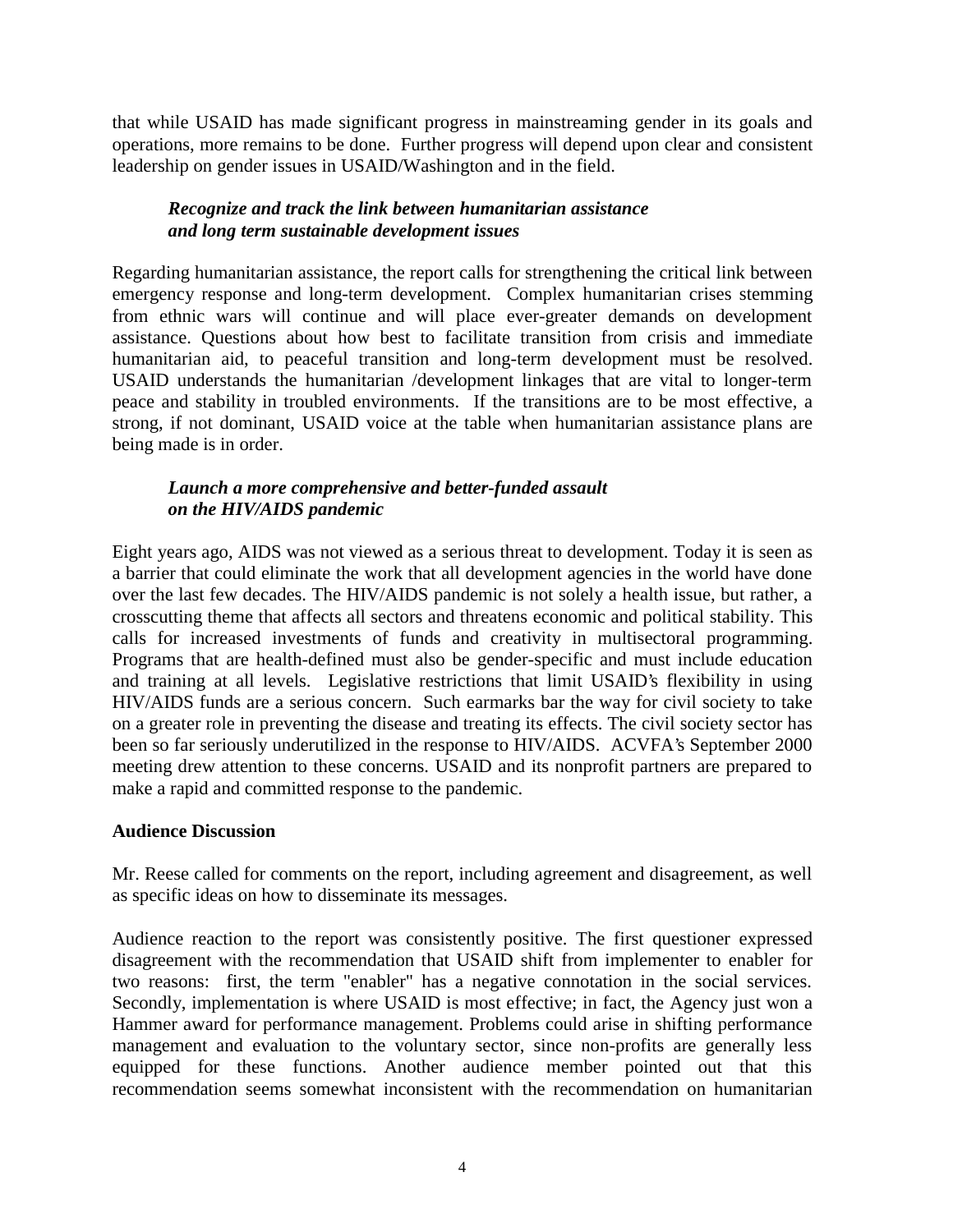that while USAID has made significant progress in mainstreaming gender in its goals and operations, more remains to be done. Further progress will depend upon clear and consistent leadership on gender issues in USAID/Washington and in the field.

***Recognize and track the link between humanitarian assistance and long term sustainable development issues***

Regarding humanitarian assistance, the report calls for strengthening the critical link between emergency response and long-term development. Complex humanitarian crises stemming from ethnic wars will continue and will place ever-greater demands on development assistance. Questions about how best to facilitate transition from crisis and immediate humanitarian aid, to peaceful transition and long-term development must be resolved. USAID understands the humanitarian /development linkages that are vital to longer-term peace and stability in troubled environments. If the transitions are to be most effective, a strong, if not dominant, USAID voice at the table when humanitarian assistance plans are being made is in order.

***Launch a more comprehensive and better-funded assault on the HIV/AIDS pandemic***

Eight years ago, AIDS was not viewed as a serious threat to development. Today it is seen as a barrier that could eliminate the work that all development agencies in the world have done over the last few decades. The HIV/AIDS pandemic is not solely a health issue, but rather, a crosscutting theme that affects all sectors and threatens economic and political stability. This calls for increased investments of funds and creativity in multisectoral programming. Programs that are health-defined must also be gender-specific and must include education and training at all levels. Legislative restrictions that limit USAID's flexibility in using HIV/AIDS funds are a serious concern. Such earmarks bar the way for civil society to take on a greater role in preventing the disease and treating its effects. The civil society sector has been so far seriously underutilized in the response to HIV/AIDS. ACVFA's September 2000 meeting drew attention to these concerns. USAID and its nonprofit partners are prepared to make a rapid and committed response to the pandemic.

**Audience Discussion**

Mr. Reese called for comments on the report, including agreement and disagreement, as well as specific ideas on how to disseminate its messages.

Audience reaction to the report was consistently positive. The first questioner expressed disagreement with the recommendation that USAID shift from implementer to enabler for two reasons: first, the term "enabler" has a negative connotation in the social services. Secondly, implementation is where USAID is most effective; in fact, the Agency just won a Hammer award for performance management. Problems could arise in shifting performance management and evaluation to the voluntary sector, since non-profits are generally less equipped for these functions. Another audience member pointed out that this recommendation seems somewhat inconsistent with the recommendation on humanitarian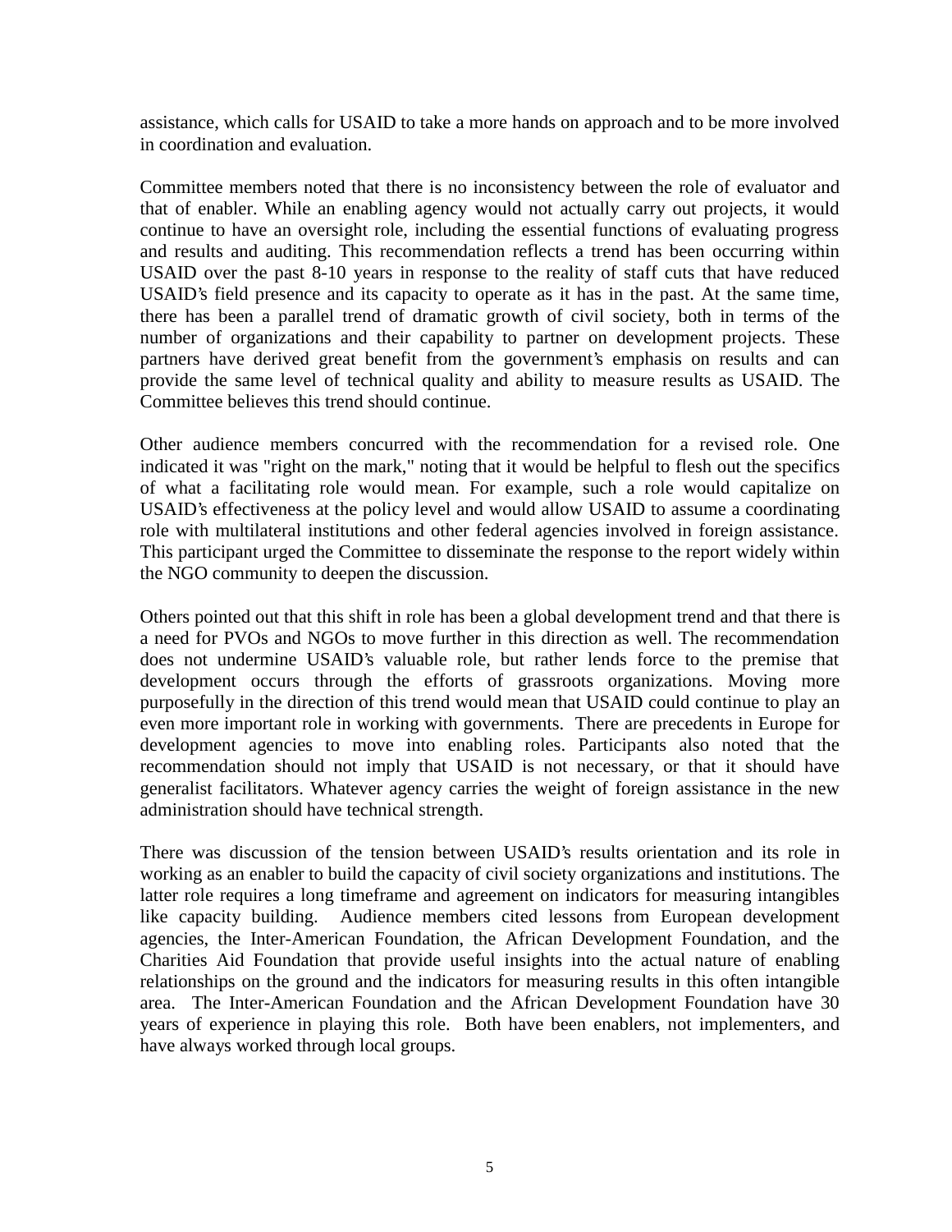assistance, which calls for USAID to take a more hands on approach and to be more involved in coordination and evaluation.

Committee members noted that there is no inconsistency between the role of evaluator and that of enabler. While an enabling agency would not actually carry out projects, it would continue to have an oversight role, including the essential functions of evaluating progress and results and auditing. This recommendation reflects a trend has been occurring within USAID over the past 8-10 years in response to the reality of staff cuts that have reduced USAID's field presence and its capacity to operate as it has in the past. At the same time, there has been a parallel trend of dramatic growth of civil society, both in terms of the number of organizations and their capability to partner on development projects. These partners have derived great benefit from the government's emphasis on results and can provide the same level of technical quality and ability to measure results as USAID. The Committee believes this trend should continue.

Other audience members concurred with the recommendation for a revised role. One indicated it was "right on the mark," noting that it would be helpful to flesh out the specifics of what a facilitating role would mean. For example, such a role would capitalize on USAID's effectiveness at the policy level and would allow USAID to assume a coordinating role with multilateral institutions and other federal agencies involved in foreign assistance. This participant urged the Committee to disseminate the response to the report widely within the NGO community to deepen the discussion.

Others pointed out that this shift in role has been a global development trend and that there is a need for PVOs and NGOs to move further in this direction as well. The recommendation does not undermine USAID's valuable role, but rather lends force to the premise that development occurs through the efforts of grassroots organizations. Moving more purposefully in the direction of this trend would mean that USAID could continue to play an even more important role in working with governments. There are precedents in Europe for development agencies to move into enabling roles. Participants also noted that the recommendation should not imply that USAID is not necessary, or that it should have generalist facilitators. Whatever agency carries the weight of foreign assistance in the new administration should have technical strength.

There was discussion of the tension between USAID's results orientation and its role in working as an enabler to build the capacity of civil society organizations and institutions. The latter role requires a long timeframe and agreement on indicators for measuring intangibles like capacity building. Audience members cited lessons from European development agencies, the Inter-American Foundation, the African Development Foundation, and the Charities Aid Foundation that provide useful insights into the actual nature of enabling relationships on the ground and the indicators for measuring results in this often intangible area. The Inter-American Foundation and the African Development Foundation have 30 years of experience in playing this role. Both have been enablers, not implementers, and have always worked through local groups.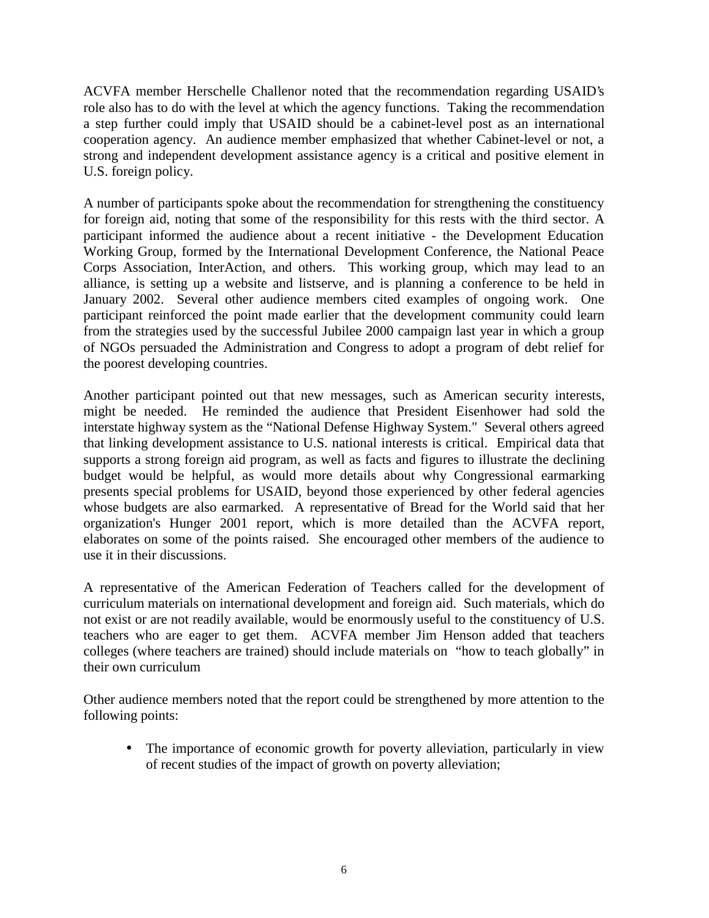ACVFA member Herschelle Challenor noted that the recommendation regarding USAID's role also has to do with the level at which the agency functions. Taking the recommendation a step further could imply that USAID should be a cabinet-level post as an international cooperation agency. An audience member emphasized that whether Cabinet-level or not, a strong and independent development assistance agency is a critical and positive element in U.S. foreign policy.

A number of participants spoke about the recommendation for strengthening the constituency for foreign aid, noting that some of the responsibility for this rests with the third sector. A participant informed the audience about a recent initiative - the Development Education Working Group, formed by the International Development Conference, the National Peace Corps Association, InterAction, and others. This working group, which may lead to an alliance, is setting up a website and listserve, and is planning a conference to be held in January 2002. Several other audience members cited examples of ongoing work. One participant reinforced the point made earlier that the development community could learn from the strategies used by the successful Jubilee 2000 campaign last year in which a group of NGOs persuaded the Administration and Congress to adopt a program of debt relief for the poorest developing countries.

Another participant pointed out that new messages, such as American security interests, might be needed. He reminded the audience that President Eisenhower had sold the interstate highway system as the "National Defense Highway System." Several others agreed that linking development assistance to U.S. national interests is critical. Empirical data that supports a strong foreign aid program, as well as facts and figures to illustrate the declining budget would be helpful, as would more details about why Congressional earmarking presents special problems for USAID, beyond those experienced by other federal agencies whose budgets are also earmarked. A representative of Bread for the World said that her organization's Hunger 2001 report, which is more detailed than the ACVFA report, elaborates on some of the points raised. She encouraged other members of the audience to use it in their discussions.

A representative of the American Federation of Teachers called for the development of curriculum materials on international development and foreign aid. Such materials, which do not exist or are not readily available, would be enormously useful to the constituency of U.S. teachers who are eager to get them. ACVFA member Jim Henson added that teachers colleges (where teachers are trained) should include materials on "how to teach globally" in their own curriculum

Other audience members noted that the report could be strengthened by more attention to the following points:

- The importance of economic growth for poverty alleviation, particularly in view of recent studies of the impact of growth on poverty alleviation;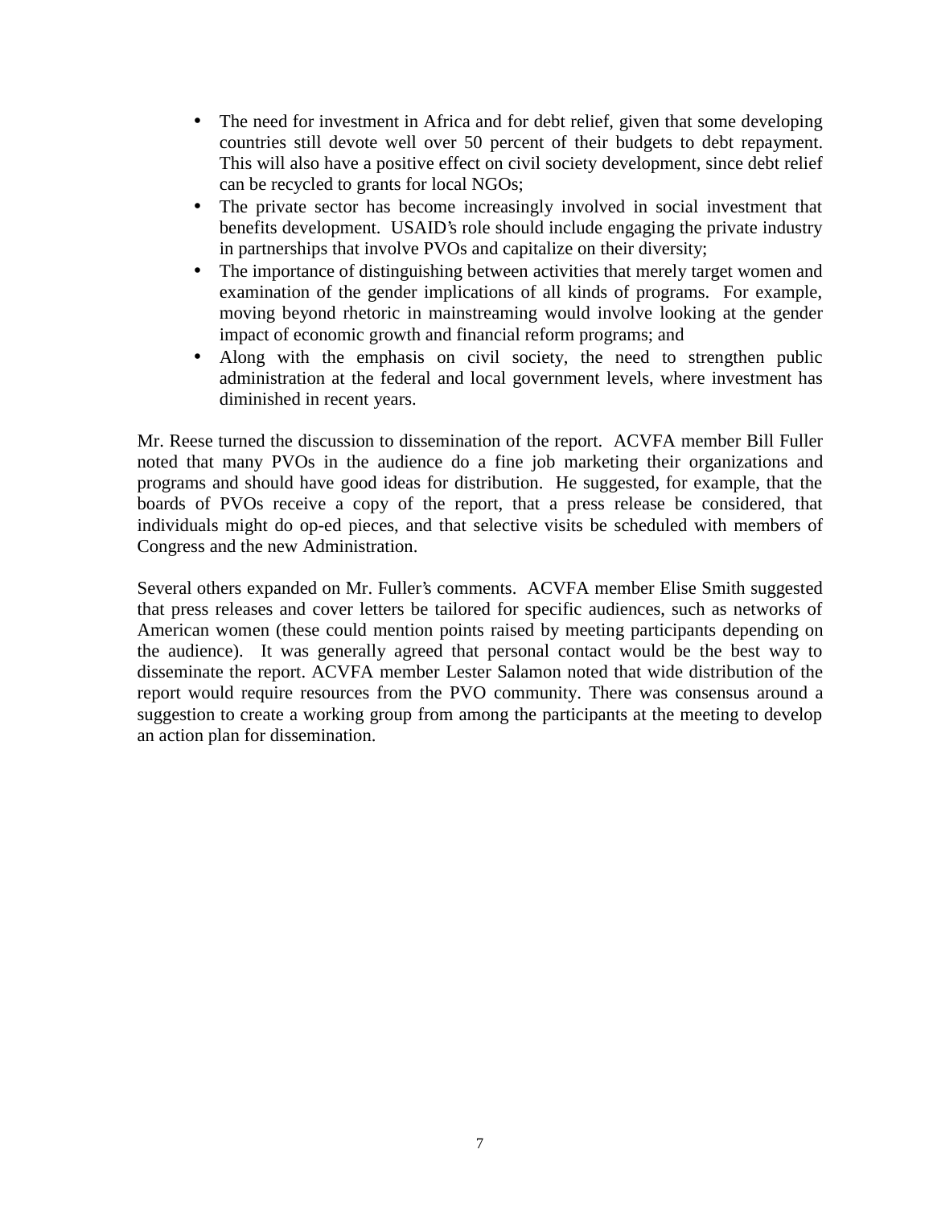- The need for investment in Africa and for debt relief, given that some developing countries still devote well over 50 percent of their budgets to debt repayment. This will also have a positive effect on civil society development, since debt relief can be recycled to grants for local NGOs;
- The private sector has become increasingly involved in social investment that benefits development. USAID's role should include engaging the private industry in partnerships that involve PVOs and capitalize on their diversity;
- The importance of distinguishing between activities that merely target women and examination of the gender implications of all kinds of programs. For example, moving beyond rhetoric in mainstreaming would involve looking at the gender impact of economic growth and financial reform programs; and
- Along with the emphasis on civil society, the need to strengthen public administration at the federal and local government levels, where investment has diminished in recent years.

Mr. Reese turned the discussion to dissemination of the report. ACVFA member Bill Fuller noted that many PVOs in the audience do a fine job marketing their organizations and programs and should have good ideas for distribution. He suggested, for example, that the boards of PVOs receive a copy of the report, that a press release be considered, that individuals might do op-ed pieces, and that selective visits be scheduled with members of Congress and the new Administration.

Several others expanded on Mr. Fuller's comments. ACVFA member Elise Smith suggested that press releases and cover letters be tailored for specific audiences, such as networks of American women (these could mention points raised by meeting participants depending on the audience). It was generally agreed that personal contact would be the best way to disseminate the report. ACVFA member Lester Salamon noted that wide distribution of the report would require resources from the PVO community. There was consensus around a suggestion to create a working group from among the participants at the meeting to develop an action plan for dissemination.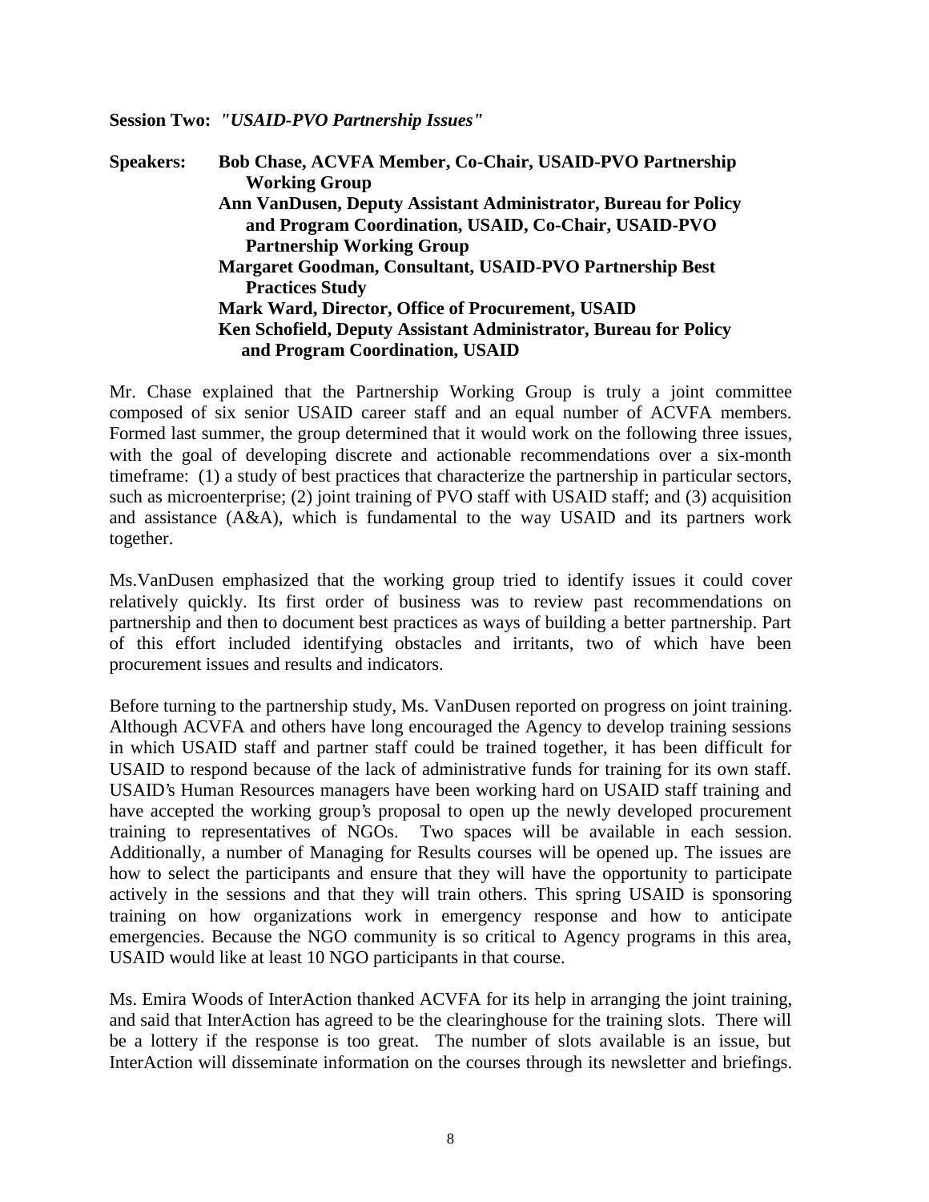**Session Two:** ***"USAID-PVO Partnership Issues"***

**Speakers:** **Bob Chase, ACVFA Member, Co-Chair, USAID-PVO Partnership Working Group**
**Ann VanDusen, Deputy Assistant Administrator, Bureau for Policy and Program Coordination, USAID, Co-Chair, USAID-PVO Partnership Working Group**
**Margaret Goodman, Consultant, USAID-PVO Partnership Best Practices Study**
**Mark Ward, Director, Office of Procurement, USAID**
**Ken Schofield, Deputy Assistant Administrator, Bureau for Policy and Program Coordination, USAID**

Mr. Chase explained that the Partnership Working Group is truly a joint committee composed of six senior USAID career staff and an equal number of ACVFA members. Formed last summer, the group determined that it would work on the following three issues, with the goal of developing discrete and actionable recommendations over a six-month timeframe: (1) a study of best practices that characterize the partnership in particular sectors, such as microenterprise; (2) joint training of PVO staff with USAID staff; and (3) acquisition and assistance (A&A), which is fundamental to the way USAID and its partners work together.

Ms.VanDusen emphasized that the working group tried to identify issues it could cover relatively quickly. Its first order of business was to review past recommendations on partnership and then to document best practices as ways of building a better partnership. Part of this effort included identifying obstacles and irritants, two of which have been procurement issues and results and indicators.

Before turning to the partnership study, Ms. VanDusen reported on progress on joint training. Although ACVFA and others have long encouraged the Agency to develop training sessions in which USAID staff and partner staff could be trained together, it has been difficult for USAID to respond because of the lack of administrative funds for training for its own staff. USAID's Human Resources managers have been working hard on USAID staff training and have accepted the working group's proposal to open up the newly developed procurement training to representatives of NGOs. Two spaces will be available in each session. Additionally, a number of Managing for Results courses will be opened up. The issues are how to select the participants and ensure that they will have the opportunity to participate actively in the sessions and that they will train others. This spring USAID is sponsoring training on how organizations work in emergency response and how to anticipate emergencies. Because the NGO community is so critical to Agency programs in this area, USAID would like at least 10 NGO participants in that course.

Ms. Emira Woods of InterAction thanked ACVFA for its help in arranging the joint training, and said that InterAction has agreed to be the clearinghouse for the training slots. There will be a lottery if the response is too great. The number of slots available is an issue, but InterAction will disseminate information on the courses through its newsletter and briefings.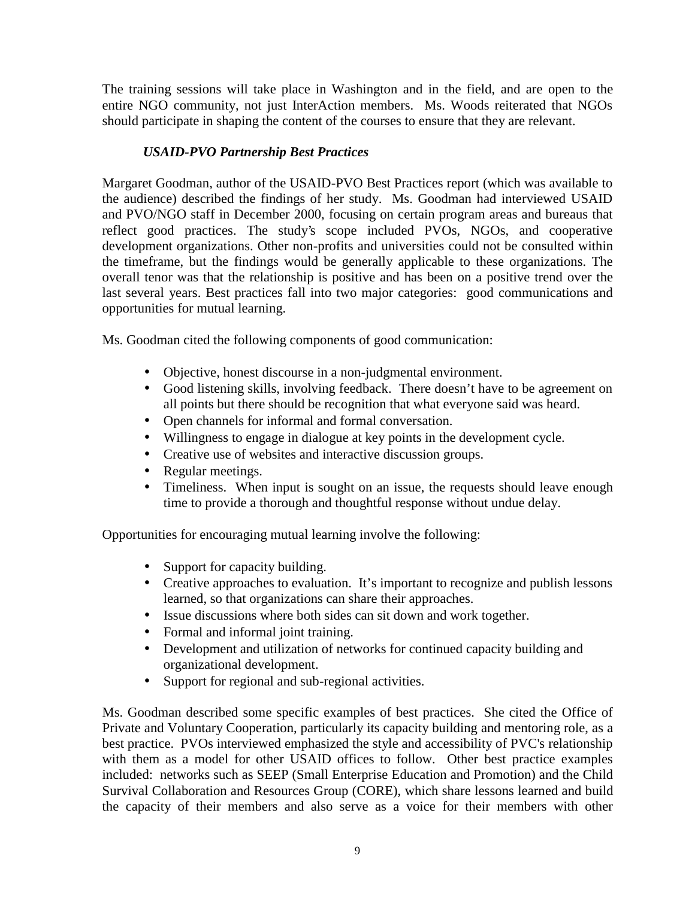The training sessions will take place in Washington and in the field, and are open to the entire NGO community, not just InterAction members. Ms. Woods reiterated that NGOs should participate in shaping the content of the courses to ensure that they are relevant.

### *USAID-PVO Partnership Best Practices*

Margaret Goodman, author of the USAID-PVO Best Practices report (which was available to the audience) described the findings of her study. Ms. Goodman had interviewed USAID and PVO/NGO staff in December 2000, focusing on certain program areas and bureaus that reflect good practices. The study's scope included PVOs, NGOs, and cooperative development organizations. Other non-profits and universities could not be consulted within the timeframe, but the findings would be generally applicable to these organizations. The overall tenor was that the relationship is positive and has been on a positive trend over the last several years. Best practices fall into two major categories: good communications and opportunities for mutual learning.

Ms. Goodman cited the following components of good communication:

- Objective, honest discourse in a non-judgmental environment.
- Good listening skills, involving feedback. There doesn't have to be agreement on all points but there should be recognition that what everyone said was heard.
- Open channels for informal and formal conversation.
- Willingness to engage in dialogue at key points in the development cycle.
- Creative use of websites and interactive discussion groups.
- Regular meetings.
- Timeliness. When input is sought on an issue, the requests should leave enough time to provide a thorough and thoughtful response without undue delay.

Opportunities for encouraging mutual learning involve the following:

- Support for capacity building.
- Creative approaches to evaluation. It's important to recognize and publish lessons learned, so that organizations can share their approaches.
- Issue discussions where both sides can sit down and work together.
- Formal and informal joint training.
- Development and utilization of networks for continued capacity building and organizational development.
- Support for regional and sub-regional activities.

Ms. Goodman described some specific examples of best practices. She cited the Office of Private and Voluntary Cooperation, particularly its capacity building and mentoring role, as a best practice. PVOs interviewed emphasized the style and accessibility of PVC's relationship with them as a model for other USAID offices to follow. Other best practice examples included: networks such as SEEP (Small Enterprise Education and Promotion) and the Child Survival Collaboration and Resources Group (CORE), which share lessons learned and build the capacity of their members and also serve as a voice for their members with other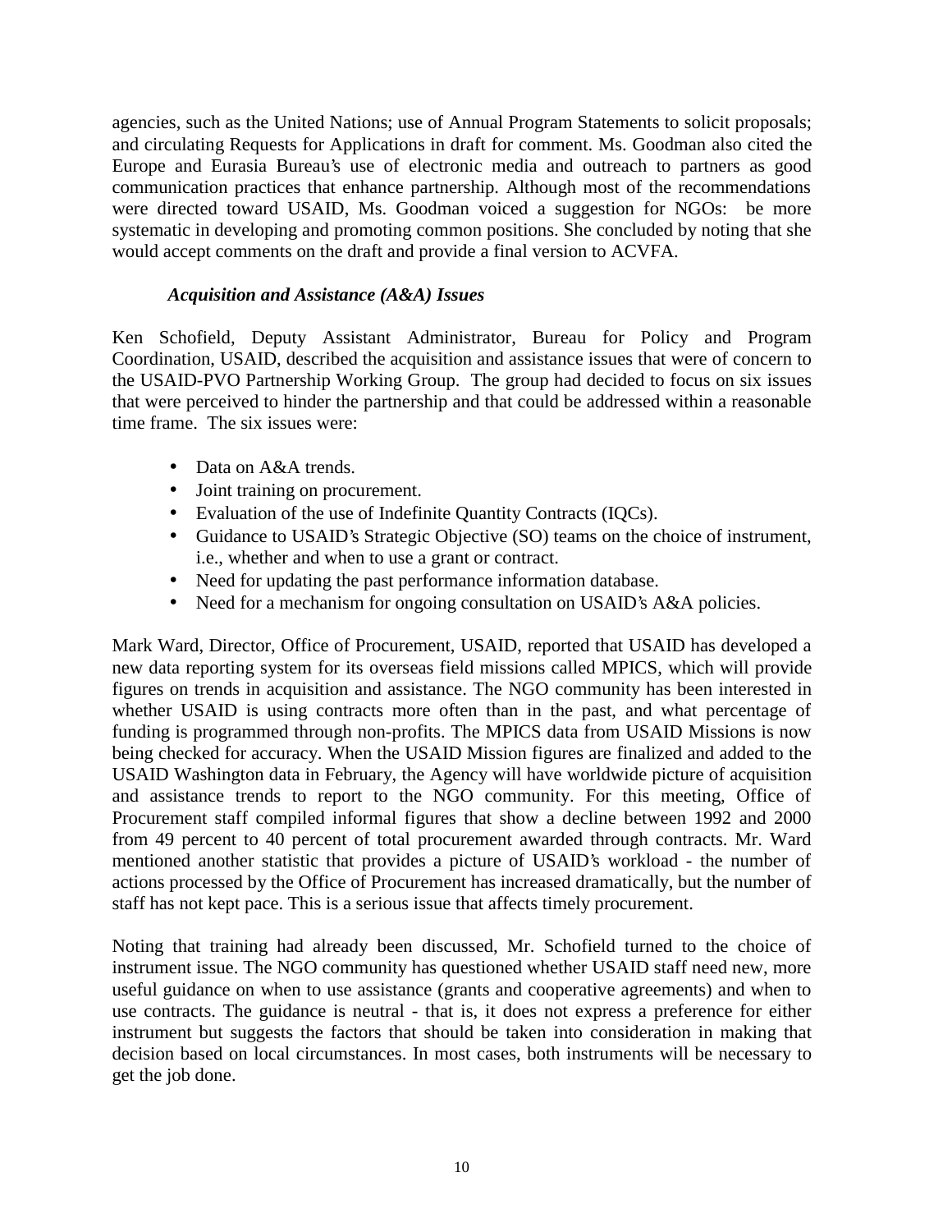agencies, such as the United Nations; use of Annual Program Statements to solicit proposals; and circulating Requests for Applications in draft for comment. Ms. Goodman also cited the Europe and Eurasia Bureau's use of electronic media and outreach to partners as good communication practices that enhance partnership. Although most of the recommendations were directed toward USAID, Ms. Goodman voiced a suggestion for NGOs: be more systematic in developing and promoting common positions. She concluded by noting that she would accept comments on the draft and provide a final version to ACVFA.

### *Acquisition and Assistance (A&A) Issues*

Ken Schofield, Deputy Assistant Administrator, Bureau for Policy and Program Coordination, USAID, described the acquisition and assistance issues that were of concern to the USAID-PVO Partnership Working Group. The group had decided to focus on six issues that were perceived to hinder the partnership and that could be addressed within a reasonable time frame. The six issues were:

- Data on A&A trends.
- Joint training on procurement.
- Evaluation of the use of Indefinite Quantity Contracts (IQCs).
- Guidance to USAID's Strategic Objective (SO) teams on the choice of instrument, i.e., whether and when to use a grant or contract.
- Need for updating the past performance information database.
- Need for a mechanism for ongoing consultation on USAID's A&A policies.

Mark Ward, Director, Office of Procurement, USAID, reported that USAID has developed a new data reporting system for its overseas field missions called MPICS, which will provide figures on trends in acquisition and assistance. The NGO community has been interested in whether USAID is using contracts more often than in the past, and what percentage of funding is programmed through non-profits. The MPICS data from USAID Missions is now being checked for accuracy. When the USAID Mission figures are finalized and added to the USAID Washington data in February, the Agency will have worldwide picture of acquisition and assistance trends to report to the NGO community. For this meeting, Office of Procurement staff compiled informal figures that show a decline between 1992 and 2000 from 49 percent to 40 percent of total procurement awarded through contracts. Mr. Ward mentioned another statistic that provides a picture of USAID's workload - the number of actions processed by the Office of Procurement has increased dramatically, but the number of staff has not kept pace. This is a serious issue that affects timely procurement.

Noting that training had already been discussed, Mr. Schofield turned to the choice of instrument issue. The NGO community has questioned whether USAID staff need new, more useful guidance on when to use assistance (grants and cooperative agreements) and when to use contracts. The guidance is neutral - that is, it does not express a preference for either instrument but suggests the factors that should be taken into consideration in making that decision based on local circumstances. In most cases, both instruments will be necessary to get the job done.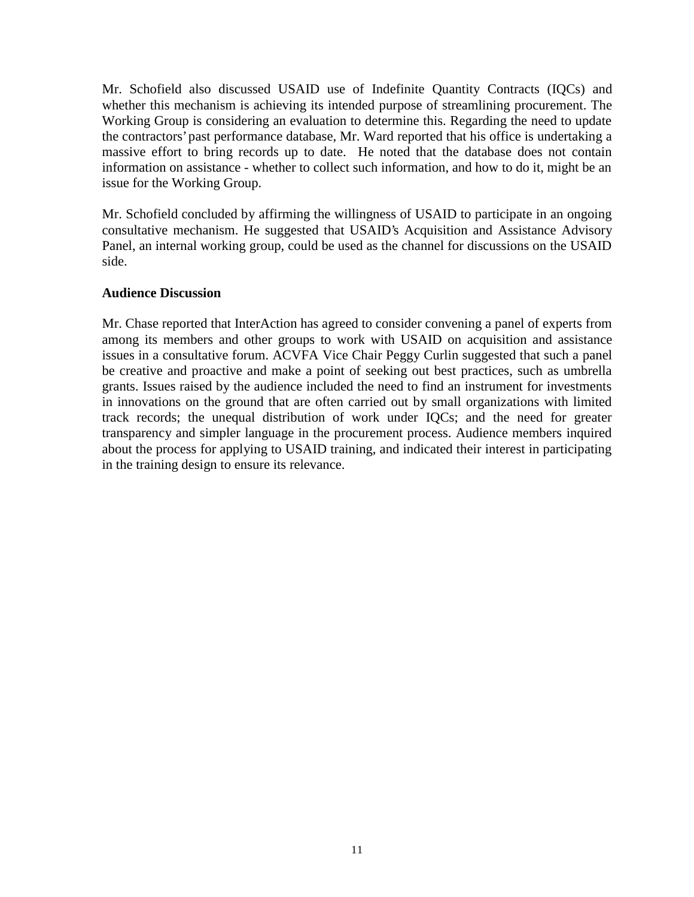Mr. Schofield also discussed USAID use of Indefinite Quantity Contracts (IQCs) and whether this mechanism is achieving its intended purpose of streamlining procurement. The Working Group is considering an evaluation to determine this. Regarding the need to update the contractors' past performance database, Mr. Ward reported that his office is undertaking a massive effort to bring records up to date. He noted that the database does not contain information on assistance - whether to collect such information, and how to do it, might be an issue for the Working Group.

Mr. Schofield concluded by affirming the willingness of USAID to participate in an ongoing consultative mechanism. He suggested that USAID's Acquisition and Assistance Advisory Panel, an internal working group, could be used as the channel for discussions on the USAID side.

**Audience Discussion**

Mr. Chase reported that InterAction has agreed to consider convening a panel of experts from among its members and other groups to work with USAID on acquisition and assistance issues in a consultative forum. ACVFA Vice Chair Peggy Curlin suggested that such a panel be creative and proactive and make a point of seeking out best practices, such as umbrella grants. Issues raised by the audience included the need to find an instrument for investments in innovations on the ground that are often carried out by small organizations with limited track records; the unequal distribution of work under IQCs; and the need for greater transparency and simpler language in the procurement process. Audience members inquired about the process for applying to USAID training, and indicated their interest in participating in the training design to ensure its relevance.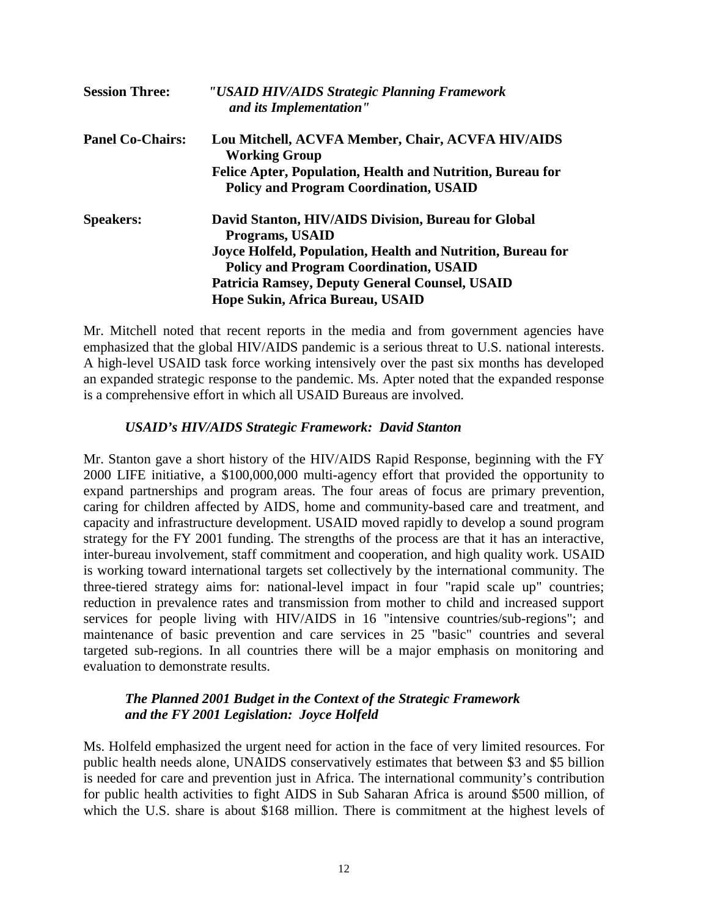**Session Three:** *"USAID HIV/AIDS Strategic Planning Framework and its Implementation"*

**Panel Co-Chairs:**
**Lou Mitchell, ACVFA Member, Chair, ACVFA HIV/AIDS Working Group**
**Felice Apter, Population, Health and Nutrition, Bureau for Policy and Program Coordination, USAID**

**Speakers:**
**David Stanton, HIV/AIDS Division, Bureau for Global Programs, USAID**
**Joyce Holfeld, Population, Health and Nutrition, Bureau for Policy and Program Coordination, USAID**
**Patricia Ramsey, Deputy General Counsel, USAID**
**Hope Sukin, Africa Bureau, USAID**

Mr. Mitchell noted that recent reports in the media and from government agencies have emphasized that the global HIV/AIDS pandemic is a serious threat to U.S. national interests. A high-level USAID task force working intensively over the past six months has developed an expanded strategic response to the pandemic. Ms. Apter noted that the expanded response is a comprehensive effort in which all USAID Bureaus are involved.

### *USAID's HIV/AIDS Strategic Framework: David Stanton*

Mr. Stanton gave a short history of the HIV/AIDS Rapid Response, beginning with the FY 2000 LIFE initiative, a $100,000,000 multi-agency effort that provided the opportunity to expand partnerships and program areas. The four areas of focus are primary prevention, caring for children affected by AIDS, home and community-based care and treatment, and capacity and infrastructure development. USAID moved rapidly to develop a sound program strategy for the FY 2001 funding. The strengths of the process are that it has an interactive, inter-bureau involvement, staff commitment and cooperation, and high quality work. USAID is working toward international targets set collectively by the international community. The three-tiered strategy aims for: national-level impact in four "rapid scale up" countries; reduction in prevalence rates and transmission from mother to child and increased support services for people living with HIV/AIDS in 16 "intensive countries/sub-regions"; and maintenance of basic prevention and care services in 25 "basic" countries and several targeted sub-regions. In all countries there will be a major emphasis on monitoring and evaluation to demonstrate results.

### *The Planned 2001 Budget in the Context of the Strategic Framework and the FY 2001 Legislation: Joyce Holfeld*

Ms. Holfeld emphasized the urgent need for action in the face of very limited resources. For public health needs alone, UNAIDS conservatively estimates that between $3 and $5 billion is needed for care and prevention just in Africa. The international community's contribution for public health activities to fight AIDS in Sub Saharan Africa is around $500 million, of which the U.S. share is about $168 million. There is commitment at the highest levels of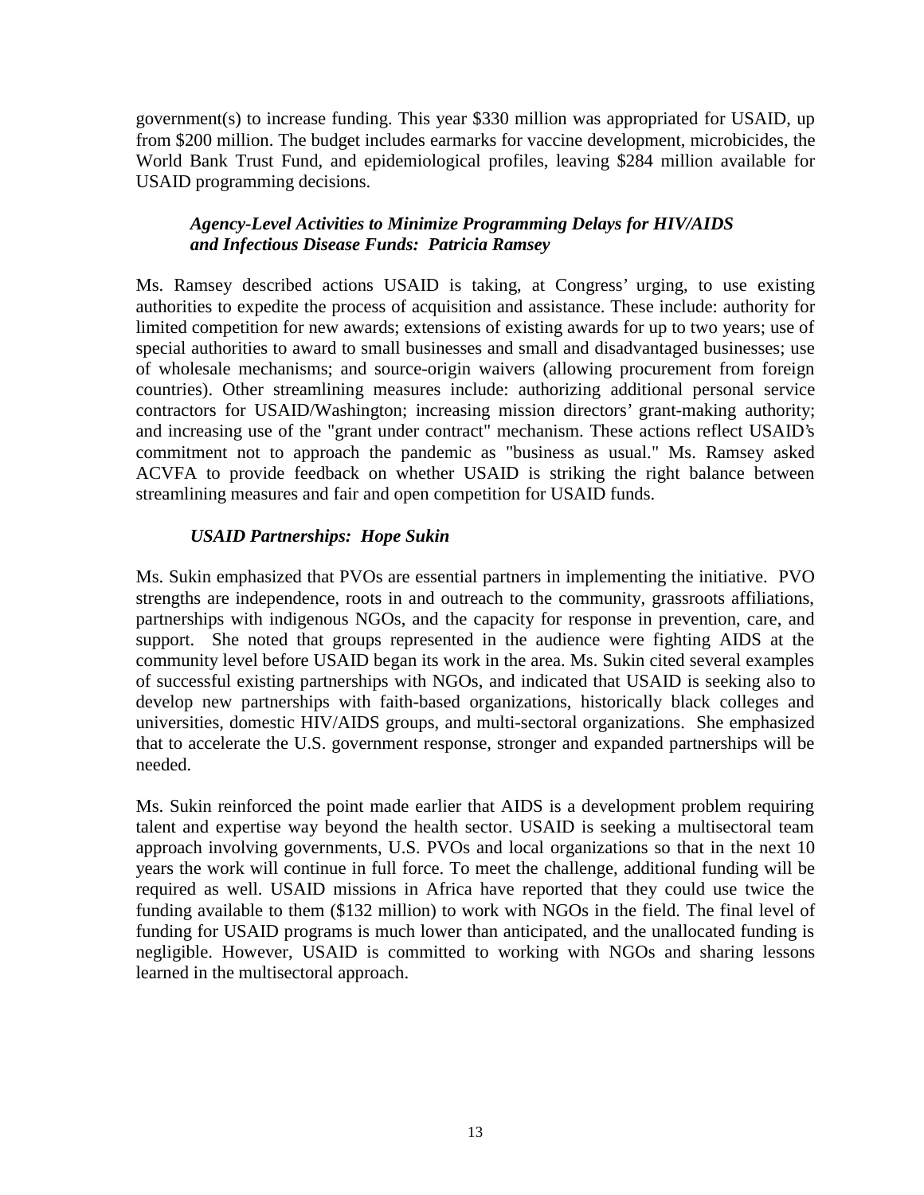government(s) to increase funding. This year $330 million was appropriated for USAID, up from $200 million. The budget includes earmarks for vaccine development, microbicides, the World Bank Trust Fund, and epidemiological profiles, leaving $284 million available for USAID programming decisions.

### *Agency-Level Activities to Minimize Programming Delays for HIV/AIDS and Infectious Disease Funds: Patricia Ramsey*

Ms. Ramsey described actions USAID is taking, at Congress' urging, to use existing authorities to expedite the process of acquisition and assistance. These include: authority for limited competition for new awards; extensions of existing awards for up to two years; use of special authorities to award to small businesses and small and disadvantaged businesses; use of wholesale mechanisms; and source-origin waivers (allowing procurement from foreign countries). Other streamlining measures include: authorizing additional personal service contractors for USAID/Washington; increasing mission directors' grant-making authority; and increasing use of the "grant under contract" mechanism. These actions reflect USAID's commitment not to approach the pandemic as "business as usual." Ms. Ramsey asked ACVFA to provide feedback on whether USAID is striking the right balance between streamlining measures and fair and open competition for USAID funds.

### *USAID Partnerships: Hope Sukin*

Ms. Sukin emphasized that PVOs are essential partners in implementing the initiative. PVO strengths are independence, roots in and outreach to the community, grassroots affiliations, partnerships with indigenous NGOs, and the capacity for response in prevention, care, and support. She noted that groups represented in the audience were fighting AIDS at the community level before USAID began its work in the area. Ms. Sukin cited several examples of successful existing partnerships with NGOs, and indicated that USAID is seeking also to develop new partnerships with faith-based organizations, historically black colleges and universities, domestic HIV/AIDS groups, and multi-sectoral organizations. She emphasized that to accelerate the U.S. government response, stronger and expanded partnerships will be needed.

Ms. Sukin reinforced the point made earlier that AIDS is a development problem requiring talent and expertise way beyond the health sector. USAID is seeking a multisectoral team approach involving governments, U.S. PVOs and local organizations so that in the next 10 years the work will continue in full force. To meet the challenge, additional funding will be required as well. USAID missions in Africa have reported that they could use twice the funding available to them ($132 million) to work with NGOs in the field. The final level of funding for USAID programs is much lower than anticipated, and the unallocated funding is negligible. However, USAID is committed to working with NGOs and sharing lessons learned in the multisectoral approach.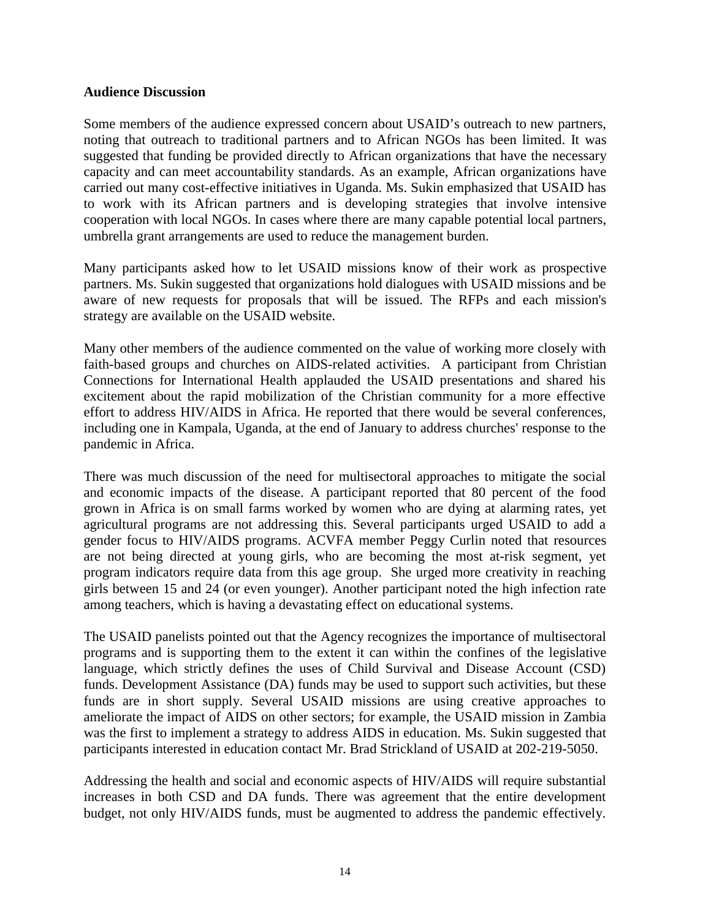**Audience Discussion**

Some members of the audience expressed concern about USAID's outreach to new partners, noting that outreach to traditional partners and to African NGOs has been limited. It was suggested that funding be provided directly to African organizations that have the necessary capacity and can meet accountability standards. As an example, African organizations have carried out many cost-effective initiatives in Uganda. Ms. Sukin emphasized that USAID has to work with its African partners and is developing strategies that involve intensive cooperation with local NGOs. In cases where there are many capable potential local partners, umbrella grant arrangements are used to reduce the management burden.

Many participants asked how to let USAID missions know of their work as prospective partners. Ms. Sukin suggested that organizations hold dialogues with USAID missions and be aware of new requests for proposals that will be issued. The RFPs and each mission's strategy are available on the USAID website.

Many other members of the audience commented on the value of working more closely with faith-based groups and churches on AIDS-related activities. A participant from Christian Connections for International Health applauded the USAID presentations and shared his excitement about the rapid mobilization of the Christian community for a more effective effort to address HIV/AIDS in Africa. He reported that there would be several conferences, including one in Kampala, Uganda, at the end of January to address churches' response to the pandemic in Africa.

There was much discussion of the need for multisectoral approaches to mitigate the social and economic impacts of the disease. A participant reported that 80 percent of the food grown in Africa is on small farms worked by women who are dying at alarming rates, yet agricultural programs are not addressing this. Several participants urged USAID to add a gender focus to HIV/AIDS programs. ACVFA member Peggy Curlin noted that resources are not being directed at young girls, who are becoming the most at-risk segment, yet program indicators require data from this age group. She urged more creativity in reaching girls between 15 and 24 (or even younger). Another participant noted the high infection rate among teachers, which is having a devastating effect on educational systems.

The USAID panelists pointed out that the Agency recognizes the importance of multisectoral programs and is supporting them to the extent it can within the confines of the legislative language, which strictly defines the uses of Child Survival and Disease Account (CSD) funds. Development Assistance (DA) funds may be used to support such activities, but these funds are in short supply. Several USAID missions are using creative approaches to ameliorate the impact of AIDS on other sectors; for example, the USAID mission in Zambia was the first to implement a strategy to address AIDS in education. Ms. Sukin suggested that participants interested in education contact Mr. Brad Strickland of USAID at 202-219-5050.

Addressing the health and social and economic aspects of HIV/AIDS will require substantial increases in both CSD and DA funds. There was agreement that the entire development budget, not only HIV/AIDS funds, must be augmented to address the pandemic effectively.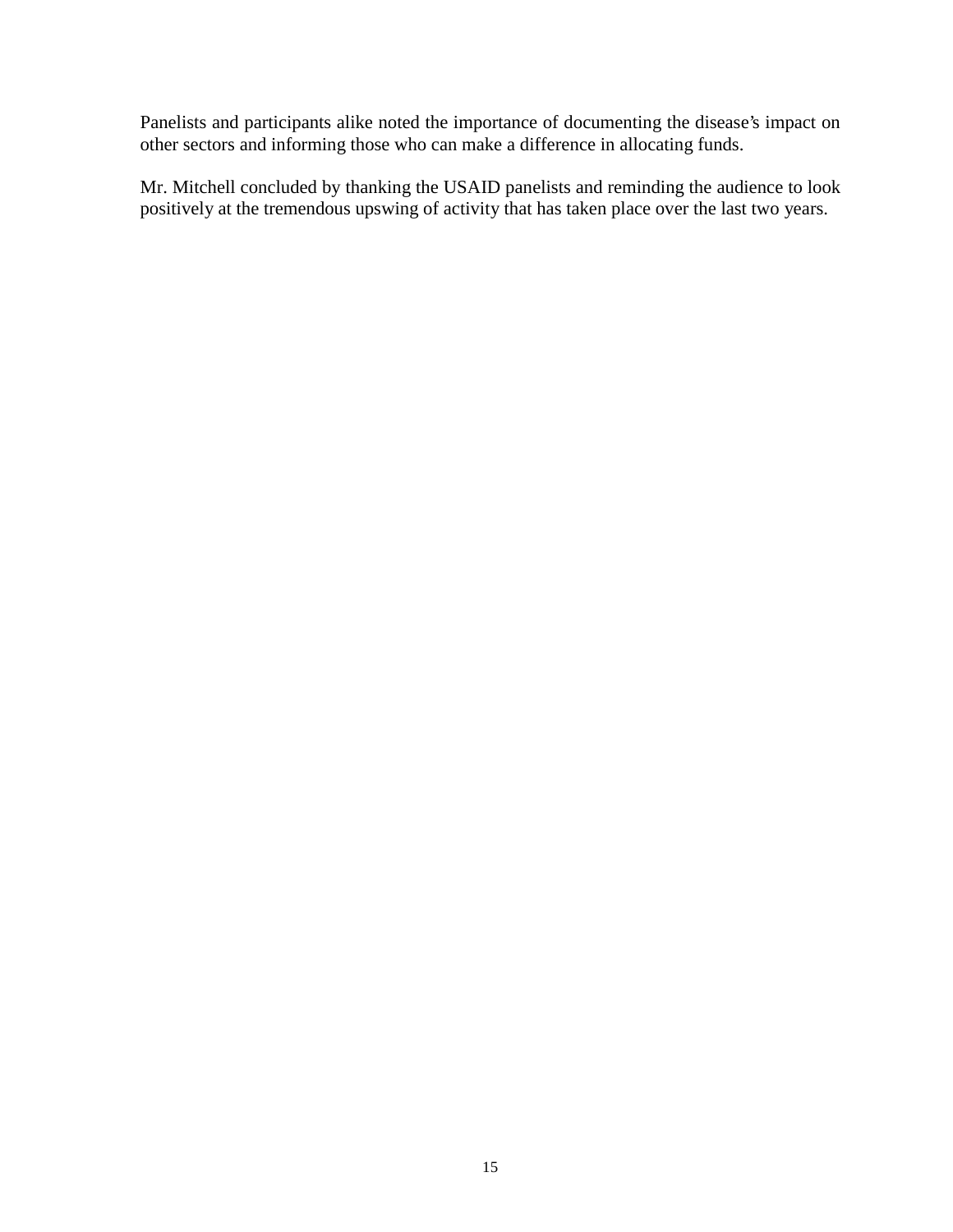Panelists and participants alike noted the importance of documenting the disease's impact on other sectors and informing those who can make a difference in allocating funds.

Mr. Mitchell concluded by thanking the USAID panelists and reminding the audience to look positively at the tremendous upswing of activity that has taken place over the last two years.